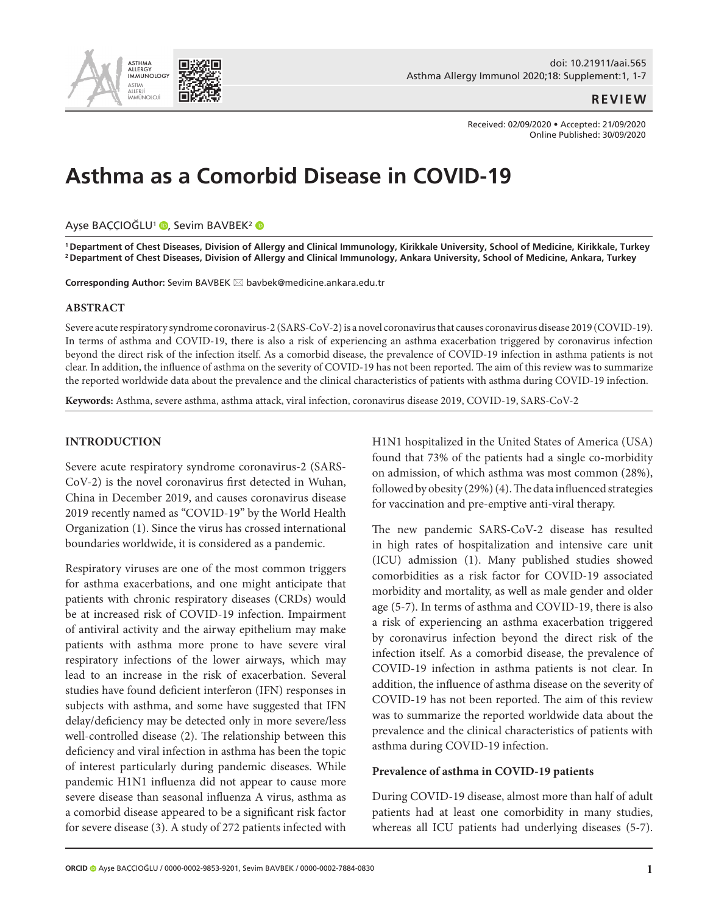REVIEW

Received: 02/09/2020 • Accepted: 21/09/2020
Online Published: 30/09/2020

# Asthma as a Comorbid Disease in COVID-19

Ayşe BAÇÇIOĞLU[1], Sevim BAVBEK[2]

**[1] Department of Chest Diseases, Division of Allergy and Clinical Immunology, Kirikkale University, School of Medicine, Kirikkale, Turkey**
**[2] Department of Chest Diseases, Division of Allergy and Clinical Immunology, Ankara University, School of Medicine, Ankara, Turkey**

**Corresponding Author:** Sevim BAVBEK ✉ bavbek@medicine.ankara.edu.tr

## ABSTRACT

Severe acute respiratory syndrome coronavirus-2 (SARS-CoV-2) is a novel coronavirus that causes coronavirus disease 2019 (COVID-19). In terms of asthma and COVID-19, there is also a risk of experiencing an asthma exacerbation triggered by coronavirus infection beyond the direct risk of the infection itself. As a comorbid disease, the prevalence of COVID-19 infection in asthma patients is not clear. In addition, the influence of asthma on the severity of COVID-19 has not been reported. The aim of this review was to summarize the reported worldwide data about the prevalence and the clinical characteristics of patients with asthma during COVID-19 infection.

**Keywords:** Asthma, severe asthma, asthma attack, viral infection, coronavirus disease 2019, COVID-19, SARS-CoV-2

## INTRODUCTION

Severe acute respiratory syndrome coronavirus-2 (SARS-CoV-2) is the novel coronavirus first detected in Wuhan, China in December 2019, and causes coronavirus disease 2019 recently named as "COVID-19" by the World Health Organization (1). Since the virus has crossed international boundaries worldwide, it is considered as a pandemic.

Respiratory viruses are one of the most common triggers for asthma exacerbations, and one might anticipate that patients with chronic respiratory diseases (CRDs) would be at increased risk of COVID-19 infection. Impairment of antiviral activity and the airway epithelium may make patients with asthma more prone to have severe viral respiratory infections of the lower airways, which may lead to an increase in the risk of exacerbation. Several studies have found deficient interferon (IFN) responses in subjects with asthma, and some have suggested that IFN delay/deficiency may be detected only in more severe/less well-controlled disease (2). The relationship between this deficiency and viral infection in asthma has been the topic of interest particularly during pandemic diseases. While pandemic H1N1 influenza did not appear to cause more severe disease than seasonal influenza A virus, asthma as a comorbid disease appeared to be a significant risk factor for severe disease (3). A study of 272 patients infected with H1N1 hospitalized in the United States of America (USA) found that 73% of the patients had a single co-morbidity on admission, of which asthma was most common (28%), followed by obesity (29%) (4). The data influenced strategies for vaccination and pre-emptive anti-viral therapy.

The new pandemic SARS-CoV-2 disease has resulted in high rates of hospitalization and intensive care unit (ICU) admission (1). Many published studies showed comorbidities as a risk factor for COVID-19 associated morbidity and mortality, as well as male gender and older age (5-7). In terms of asthma and COVID-19, there is also a risk of experiencing an asthma exacerbation triggered by coronavirus infection beyond the direct risk of the infection itself. As a comorbid disease, the prevalence of COVID-19 infection in asthma patients is not clear. In addition, the influence of asthma disease on the severity of COVID-19 has not been reported. The aim of this review was to summarize the reported worldwide data about the prevalence and the clinical characteristics of patients with asthma during COVID-19 infection.

### Prevalence of asthma in COVID-19 patients

During COVID-19 disease, almost more than half of adult patients had at least one comorbidity in many studies, whereas all ICU patients had underlying diseases (5-7).

ORCID Ayşe BAÇÇIOĞLU / 0000-0002-9853-9201, Sevim BAVBEK / 0000-0002-7884-0830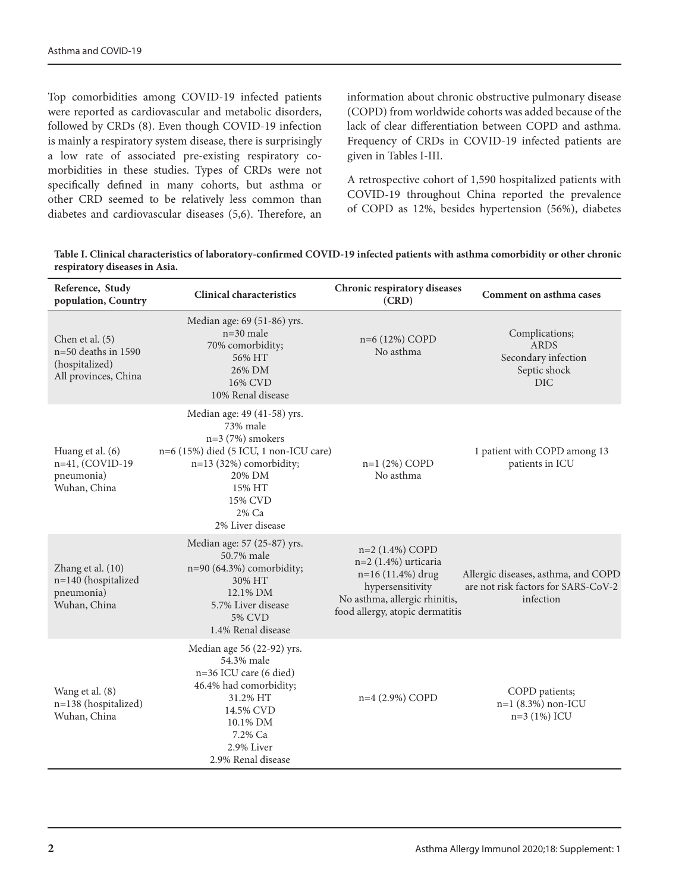Top comorbidities among COVID-19 infected patients were reported as cardiovascular and metabolic disorders, followed by CRDs (8). Even though COVID-19 infection is mainly a respiratory system disease, there is surprisingly a low rate of associated pre-existing respiratory co-morbidities in these studies. Types of CRDs were not specifically defined in many cohorts, but asthma or other CRD seemed to be relatively less common than diabetes and cardiovascular diseases (5,6). Therefore, an information about chronic obstructive pulmonary disease (COPD) from worldwide cohorts was added because of the lack of clear differentiation between COPD and asthma. Frequency of CRDs in COVID-19 infected patients are given in Tables I-III.

A retrospective cohort of 1,590 hospitalized patients with COVID-19 throughout China reported the prevalence of COPD as 12%, besides hypertension (56%), diabetes

**Table I. Clinical characteristics of laboratory-confirmed COVID-19 infected patients with asthma comorbidity or other chronic respiratory diseases in Asia.**

| Reference, Study population, Country | Clinical characteristics | Chronic respiratory diseases (CRD) | Comment on asthma cases |
|---|---|---|---|
| Chen et al. (5)<br>n=50 deaths in 1590 (hospitalized)<br>All provinces, China | Median age: 69 (51-86) yrs.<br>n=30 male<br>70% comorbidity;<br>56% HT<br>26% DM<br>16% CVD<br>10% Renal disease | n=6 (12%) COPD<br>No asthma | Complications;<br>ARDS<br>Secondary infection<br>Septic shock<br>DIC |
| Huang et al. (6)<br>n=41, (COVID-19 pneumonia)<br>Wuhan, China | Median age: 49 (41-58) yrs.<br>73% male<br>n=3 (7%) smokers<br>n=6 (15%) died (5 ICU, 1 non-ICU care)<br>n=13 (32%) comorbidity;<br>20% DM<br>15% HT<br>15% CVD<br>2% Ca<br>2% Liver disease | n=1 (2%) COPD<br>No asthma | 1 patient with COPD among 13 patients in ICU |
| Zhang et al. (10)<br>n=140 (hospitalized pneumonia)<br>Wuhan, China | Median age: 57 (25-87) yrs.<br>50.7% male<br>n=90 (64.3%) comorbidity;<br>30% HT<br>12.1% DM<br>5.7% Liver disease<br>5% CVD<br>1.4% Renal disease | n=2 (1.4%) COPD<br>n=2 (1.4%) urticaria<br>n=16 (11.4%) drug hypersensitivity<br>No asthma, allergic rhinitis, food allergy, atopic dermatitis | Allergic diseases, asthma, and COPD are not risk factors for SARS-CoV-2 infection |
| Wang et al. (8)<br>n=138 (hospitalized)<br>Wuhan, China | Median age 56 (22-92) yrs.<br>54.3% male<br>n=36 ICU care (6 died)<br>46.4% had comorbidity;<br>31.2% HT<br>14.5% CVD<br>10.1% DM<br>7.2% Ca<br>2.9% Liver<br>2.9% Renal disease | n=4 (2.9%) COPD | COPD patients;<br>n=1 (8.3%) non-ICU<br>n=3 (1%) ICU |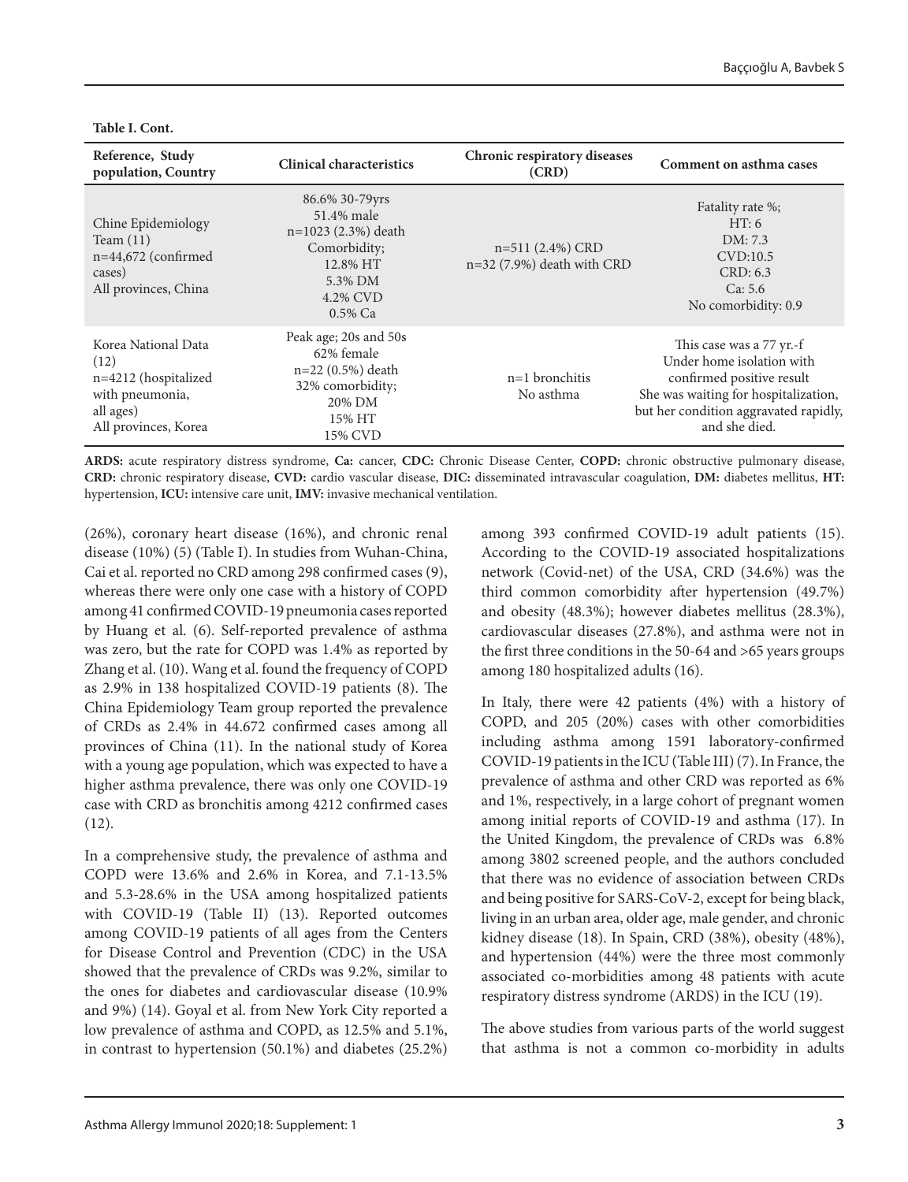**Table I. Cont.**

| Reference, Study population, Country | Clinical characteristics | Chronic respiratory diseases (CRD) | Comment on asthma cases |
|---|---|---|---|
| Chine Epidemiology Team (11) n=44,672 (confirmed cases) All provinces, China | 86.6% 30-79yrs 51.4% male n=1023 (2.3%) death Comorbidity; 12.8% HT 5.3% DM 4.2% CVD 0.5% Ca | n=511 (2.4%) CRD n=32 (7.9%) death with CRD | Fatality rate %; HT: 6 DM: 7.3 CVD:10.5 CRD: 6.3 Ca: 5.6 No comorbidity: 0.9 |
| Korea National Data (12) n=4212 (hospitalized with pneumonia, all ages) All provinces, Korea | Peak age; 20s and 50s 62% female n=22 (0.5%) death 32% comorbidity; 20% DM 15% HT 15% CVD | n=1 bronchitis No asthma | This case was a 77 yr.-f Under home isolation with confirmed positive result She was waiting for hospitalization, but her condition aggravated rapidly, and she died. |

**ARDS:** acute respiratory distress syndrome, **Ca:** cancer, **CDC:** Chronic Disease Center, **COPD:** chronic obstructive pulmonary disease, **CRD:** chronic respiratory disease, **CVD:** cardio vascular disease, **DIC:** disseminated intravascular coagulation, **DM:** diabetes mellitus, **HT:** hypertension, **ICU:** intensive care unit, **IMV:** invasive mechanical ventilation.

(26%), coronary heart disease (16%), and chronic renal disease (10%) (5) (Table I). In studies from Wuhan-China, Cai et al. reported no CRD among 298 confirmed cases (9), whereas there were only one case with a history of COPD among 41 confirmed COVID-19 pneumonia cases reported by Huang et al. (6). Self-reported prevalence of asthma was zero, but the rate for COPD was 1.4% as reported by Zhang et al. (10). Wang et al. found the frequency of COPD as 2.9% in 138 hospitalized COVID-19 patients (8). The China Epidemiology Team group reported the prevalence of CRDs as 2.4% in 44.672 confirmed cases among all provinces of China (11). In the national study of Korea with a young age population, which was expected to have a higher asthma prevalence, there was only one COVID-19 case with CRD as bronchitis among 4212 confirmed cases (12).

In a comprehensive study, the prevalence of asthma and COPD were 13.6% and 2.6% in Korea, and 7.1-13.5% and 5.3-28.6% in the USA among hospitalized patients with COVID-19 (Table II) (13). Reported outcomes among COVID-19 patients of all ages from the Centers for Disease Control and Prevention (CDC) in the USA showed that the prevalence of CRDs was 9.2%, similar to the ones for diabetes and cardiovascular disease (10.9% and 9%) (14). Goyal et al. from New York City reported a low prevalence of asthma and COPD, as 12.5% and 5.1%, in contrast to hypertension (50.1%) and diabetes (25.2%) among 393 confirmed COVID-19 adult patients (15). According to the COVID-19 associated hospitalizations network (Covid-net) of the USA, CRD (34.6%) was the third common comorbidity after hypertension (49.7%) and obesity (48.3%); however diabetes mellitus (28.3%), cardiovascular diseases (27.8%), and asthma were not in the first three conditions in the 50-64 and >65 years groups among 180 hospitalized adults (16).

In Italy, there were 42 patients (4%) with a history of COPD, and 205 (20%) cases with other comorbidities including asthma among 1591 laboratory-confirmed COVID-19 patients in the ICU (Table III) (7). In France, the prevalence of asthma and other CRD was reported as 6% and 1%, respectively, in a large cohort of pregnant women among initial reports of COVID-19 and asthma (17). In the United Kingdom, the prevalence of CRDs was 6.8% among 3802 screened people, and the authors concluded that there was no evidence of association between CRDs and being positive for SARS-CoV-2, except for being black, living in an urban area, older age, male gender, and chronic kidney disease (18). In Spain, CRD (38%), obesity (48%), and hypertension (44%) were the three most commonly associated co-morbidities among 48 patients with acute respiratory distress syndrome (ARDS) in the ICU (19).

The above studies from various parts of the world suggest that asthma is not a common co-morbidity in adults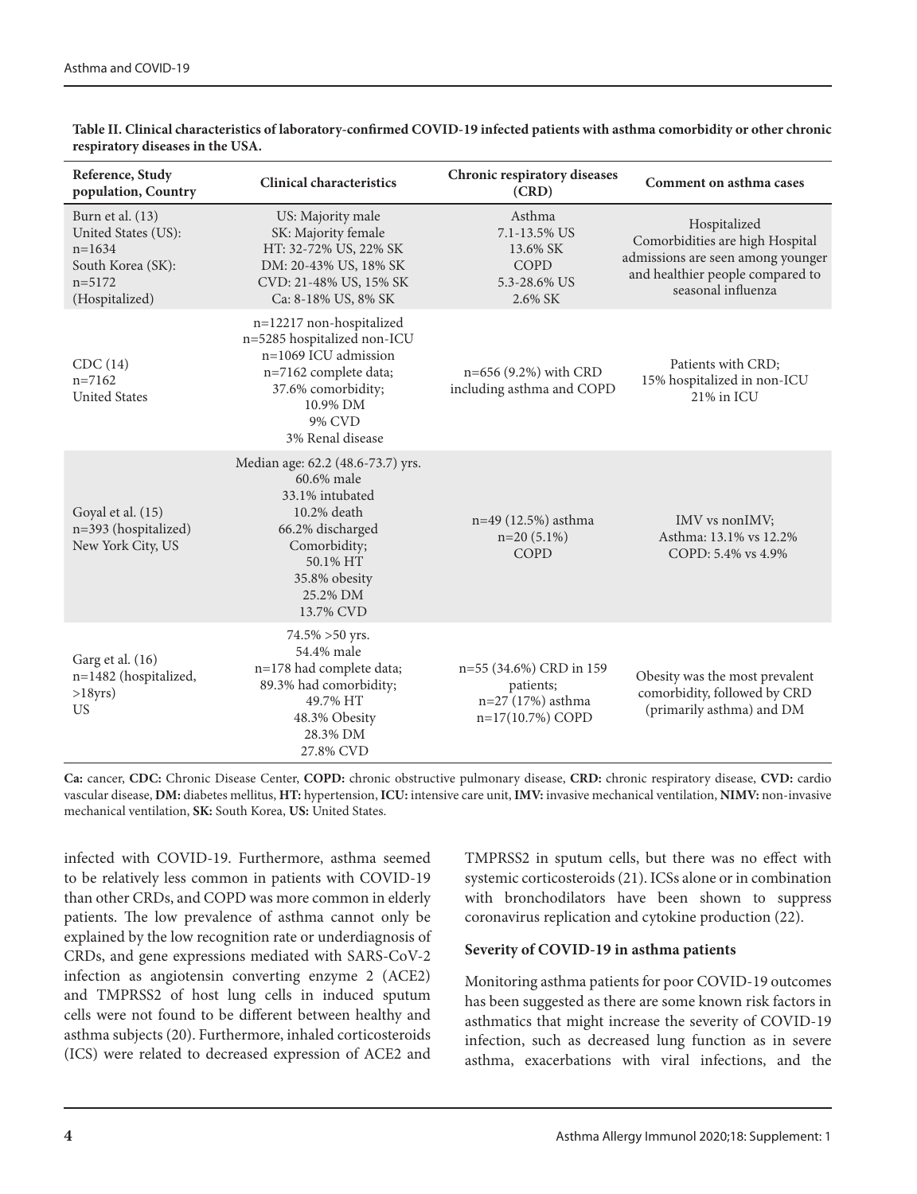**Table II. Clinical characteristics of laboratory-confirmed COVID-19 infected patients with asthma comorbidity or other chronic respiratory diseases in the USA.**

| Reference, Study population, Country | Clinical characteristics | Chronic respiratory diseases (CRD) | Comment on asthma cases |
|---|---|---|---|
| Burn et al. (13) United States (US): n=1634 South Korea (SK): n=5172 (Hospitalized) | US: Majority male SK: Majority female HT: 32-72% US, 22% SK DM: 20-43% US, 18% SK CVD: 21-48% US, 15% SK Ca: 8-18% US, 8% SK | Asthma 7.1-13.5% US 13.6% SK COPD 5.3-28.6% US 2.6% SK | Hospitalized Comorbidities are high Hospital admissions are seen among younger and healthier people compared to seasonal influenza |
| CDC (14) n=7162 United States | n=12217 non-hospitalized n=5285 hospitalized non-ICU n=1069 ICU admission n=7162 complete data; 37.6% comorbidity; 10.9% DM 9% CVD 3% Renal disease | n=656 (9.2%) with CRD including asthma and COPD | Patients with CRD; 15% hospitalized in non-ICU 21% in ICU |
| Goyal et al. (15) n=393 (hospitalized) New York City, US | Median age: 62.2 (48.6-73.7) yrs. 60.6% male 33.1% intubated 10.2% death 66.2% discharged Comorbidity; 50.1% HT 35.8% obesity 25.2% DM 13.7% CVD | n=49 (12.5%) asthma n=20 (5.1%) COPD | IMV vs nonIMV; Asthma: 13.1% vs 12.2% COPD: 5.4% vs 4.9% |
| Garg et al. (16) n=1482 (hospitalized, >18yrs) US | 74.5% >50 yrs. 54.4% male n=178 had complete data; 89.3% had comorbidity; 49.7% HT 48.3% Obesity 28.3% DM 27.8% CVD | n=55 (34.6%) CRD in 159 patients; n=27 (17%) asthma n=17(10.7%) COPD | Obesity was the most prevalent comorbidity, followed by CRD (primarily asthma) and DM |

**Ca:** cancer, **CDC:** Chronic Disease Center, **COPD:** chronic obstructive pulmonary disease, **CRD:** chronic respiratory disease, **CVD:** cardio vascular disease, **DM:** diabetes mellitus, **HT:** hypertension, **ICU:** intensive care unit, **IMV:** invasive mechanical ventilation, **NIMV:** non-invasive mechanical ventilation, **SK:** South Korea, **US:** United States.

infected with COVID-19. Furthermore, asthma seemed to be relatively less common in patients with COVID-19 than other CRDs, and COPD was more common in elderly patients. The low prevalence of asthma cannot only be explained by the low recognition rate or underdiagnosis of CRDs, and gene expressions mediated with SARS-CoV-2 infection as angiotensin converting enzyme 2 (ACE2) and TMPRSS2 of host lung cells in induced sputum cells were not found to be different between healthy and asthma subjects (20). Furthermore, inhaled corticosteroids (ICS) were related to decreased expression of ACE2 and TMPRSS2 in sputum cells, but there was no effect with systemic corticosteroids (21). ICSs alone or in combination with bronchodilators have been shown to suppress coronavirus replication and cytokine production (22).

### Severity of COVID-19 in asthma patients

Monitoring asthma patients for poor COVID-19 outcomes has been suggested as there are some known risk factors in asthmatics that might increase the severity of COVID-19 infection, such as decreased lung function as in severe asthma, exacerbations with viral infections, and the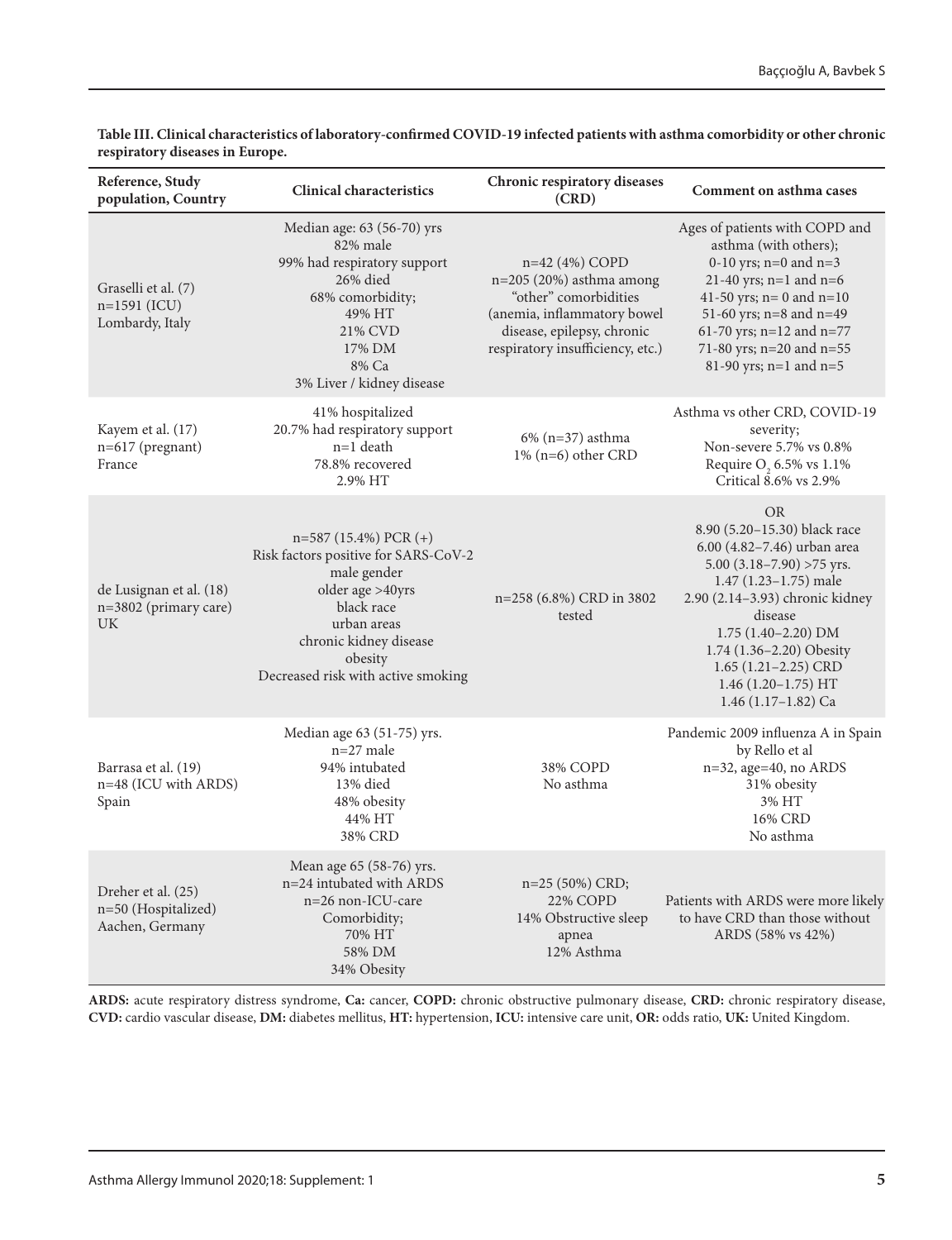**Table III. Clinical characteristics of laboratory-confirmed COVID-19 infected patients with asthma comorbidity or other chronic respiratory diseases in Europe.**

| Reference, Study population, Country | Clinical characteristics | Chronic respiratory diseases (CRD) | Comment on asthma cases |
|---|---|---|---|
| Graselli et al. (7) n=1591 (ICU) Lombardy, Italy | Median age: 63 (56-70) yrs 82% male 99% had respiratory support 26% died 68% comorbidity; 49% HT 21% CVD 17% DM 8% Ca 3% Liver / kidney disease | n=42 (4%) COPD n=205 (20%) asthma among "other" comorbidities (anemia, inflammatory bowel disease, epilepsy, chronic respiratory insufficiency, etc.) | Ages of patients with COPD and asthma (with others); 0-10 yrs; n=0 and n=3 21-40 yrs; n=1 and n=6 41-50 yrs; n= 0 and n=10 51-60 yrs; n=8 and n=49 61-70 yrs; n=12 and n=77 71-80 yrs; n=20 and n=55 81-90 yrs; n=1 and n=5 |
| Kayem et al. (17) n=617 (pregnant) France | 41% hospitalized 20.7% had respiratory support n=1 death 78.8% recovered 2.9% HT | 6% (n=37) asthma 1% (n=6) other CRD | Asthma vs other CRD, COVID-19 severity; Non-severe 5.7% vs 0.8% Require $O_2$ 6.5% vs 1.1% Critical 8.6% vs 2.9% |
| de Lusignan et al. (18) n=3802 (primary care) UK | n=587 (15.4%) PCR (+) Risk factors positive for SARS-CoV-2 male gender older age >40yrs black race urban areas chronic kidney disease obesity Decreased risk with active smoking | n=258 (6.8%) CRD in 3802 tested | OR 8.90 (5.20–15.30) black race 6.00 (4.82–7.46) urban area 5.00 (3.18–7.90) >75 yrs. 1.47 (1.23–1.75) male 2.90 (2.14–3.93) chronic kidney disease 1.75 (1.40–2.20) DM 1.74 (1.36–2.20) Obesity 1.65 (1.21–2.25) CRD 1.46 (1.20–1.75) HT 1.46 (1.17–1.82) Ca |
| Barrasa et al. (19) n=48 (ICU with ARDS) Spain | Median age 63 (51-75) yrs. n=27 male 94% intubated 13% died 48% obesity 44% HT 38% CRD | 38% COPD No asthma | Pandemic 2009 influenza A in Spain by Rello et al n=32, age=40, no ARDS 31% obesity 3% HT 16% CRD No asthma |
| Dreher et al. (25) n=50 (Hospitalized) Aachen, Germany | Mean age 65 (58-76) yrs. n=24 intubated with ARDS n=26 non-ICU-care Comorbidity; 70% HT 58% DM 34% Obesity | n=25 (50%) CRD; 22% COPD 14% Obstructive sleep apnea 12% Asthma | Patients with ARDS were more likely to have CRD than those without ARDS (58% vs 42%) |

**ARDS:** acute respiratory distress syndrome, **Ca:** cancer, **COPD:** chronic obstructive pulmonary disease, **CRD:** chronic respiratory disease, **CVD:** cardio vascular disease, **DM:** diabetes mellitus, **HT:** hypertension, **ICU:** intensive care unit, **OR:** odds ratio, **UK:** United Kingdom.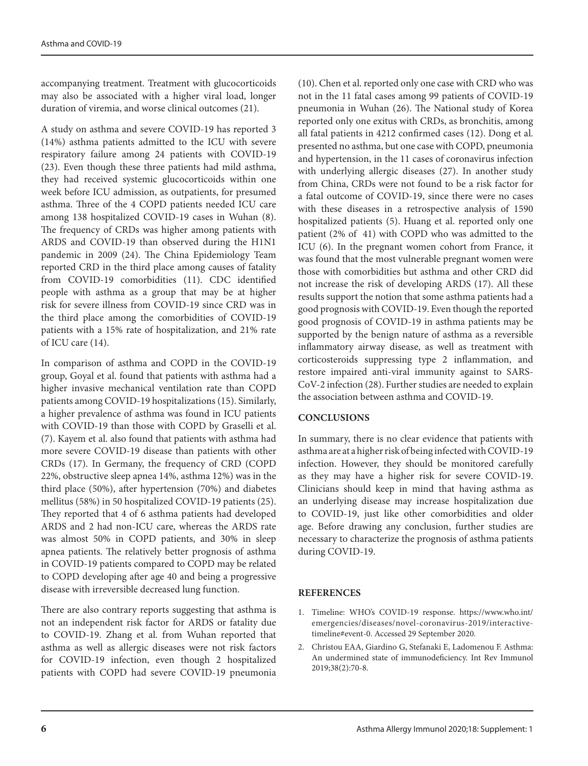accompanying treatment. Treatment with glucocorticoids may also be associated with a higher viral load, longer duration of viremia, and worse clinical outcomes (21).

A study on asthma and severe COVID-19 has reported 3 (14%) asthma patients admitted to the ICU with severe respiratory failure among 24 patients with COVID-19 (23). Even though these three patients had mild asthma, they had received systemic glucocorticoids within one week before ICU admission, as outpatients, for presumed asthma. Three of the 4 COPD patients needed ICU care among 138 hospitalized COVID-19 cases in Wuhan (8). The frequency of CRDs was higher among patients with ARDS and COVID-19 than observed during the H1N1 pandemic in 2009 (24). The China Epidemiology Team reported CRD in the third place among causes of fatality from COVID-19 comorbidities (11). CDC identified people with asthma as a group that may be at higher risk for severe illness from COVID-19 since CRD was in the third place among the comorbidities of COVID-19 patients with a 15% rate of hospitalization, and 21% rate of ICU care (14).

In comparison of asthma and COPD in the COVID-19 group, Goyal et al. found that patients with asthma had a higher invasive mechanical ventilation rate than COPD patients among COVID-19 hospitalizations (15). Similarly, a higher prevalence of asthma was found in ICU patients with COVID-19 than those with COPD by Graselli et al. (7). Kayem et al. also found that patients with asthma had more severe COVID-19 disease than patients with other CRDs (17). In Germany, the frequency of CRD (COPD 22%, obstructive sleep apnea 14%, asthma 12%) was in the third place (50%), after hypertension (70%) and diabetes mellitus (58%) in 50 hospitalized COVID-19 patients (25). They reported that 4 of 6 asthma patients had developed ARDS and 2 had non-ICU care, whereas the ARDS rate was almost 50% in COPD patients, and 30% in sleep apnea patients. The relatively better prognosis of asthma in COVID-19 patients compared to COPD may be related to COPD developing after age 40 and being a progressive disease with irreversible decreased lung function.

There are also contrary reports suggesting that asthma is not an independent risk factor for ARDS or fatality due to COVID-19. Zhang et al. from Wuhan reported that asthma as well as allergic diseases were not risk factors for COVID-19 infection, even though 2 hospitalized patients with COPD had severe COVID-19 pneumonia (10). Chen et al. reported only one case with CRD who was not in the 11 fatal cases among 99 patients of COVID-19 pneumonia in Wuhan (26). The National study of Korea reported only one exitus with CRDs, as bronchitis, among all fatal patients in 4212 confirmed cases (12). Dong et al. presented no asthma, but one case with COPD, pneumonia and hypertension, in the 11 cases of coronavirus infection with underlying allergic diseases (27). In another study from China, CRDs were not found to be a risk factor for a fatal outcome of COVID-19, since there were no cases with these diseases in a retrospective analysis of 1590 hospitalized patients (5). Huang et al. reported only one patient (2% of 41) with COPD who was admitted to the ICU (6). In the pregnant women cohort from France, it was found that the most vulnerable pregnant women were those with comorbidities but asthma and other CRD did not increase the risk of developing ARDS (17). All these results support the notion that some asthma patients had a good prognosis with COVID-19. Even though the reported good prognosis of COVID-19 in asthma patients may be supported by the benign nature of asthma as a reversible inflammatory airway disease, as well as treatment with corticosteroids suppressing type 2 inflammation, and restore impaired anti-viral immunity against to SARS-CoV-2 infection (28). Further studies are needed to explain the association between asthma and COVID-19.

## CONCLUSIONS

In summary, there is no clear evidence that patients with asthma are at a higher risk of being infected with COVID-19 infection. However, they should be monitored carefully as they may have a higher risk for severe COVID-19. Clinicians should keep in mind that having asthma as an underlying disease may increase hospitalization due to COVID-19, just like other comorbidities and older age. Before drawing any conclusion, further studies are necessary to characterize the prognosis of asthma patients during COVID-19.

## REFERENCES

1. Timeline: WHO's COVID-19 response. https://www.who.int/emergencies/diseases/novel-coronavirus-2019/interactive-timeline#event-0. Accessed 29 September 2020.
2. Christou EAA, Giardino G, Stefanaki E, Ladomenou F. Asthma: An undermined state of immunodeficiency. Int Rev Immunol 2019;38(2):70-8.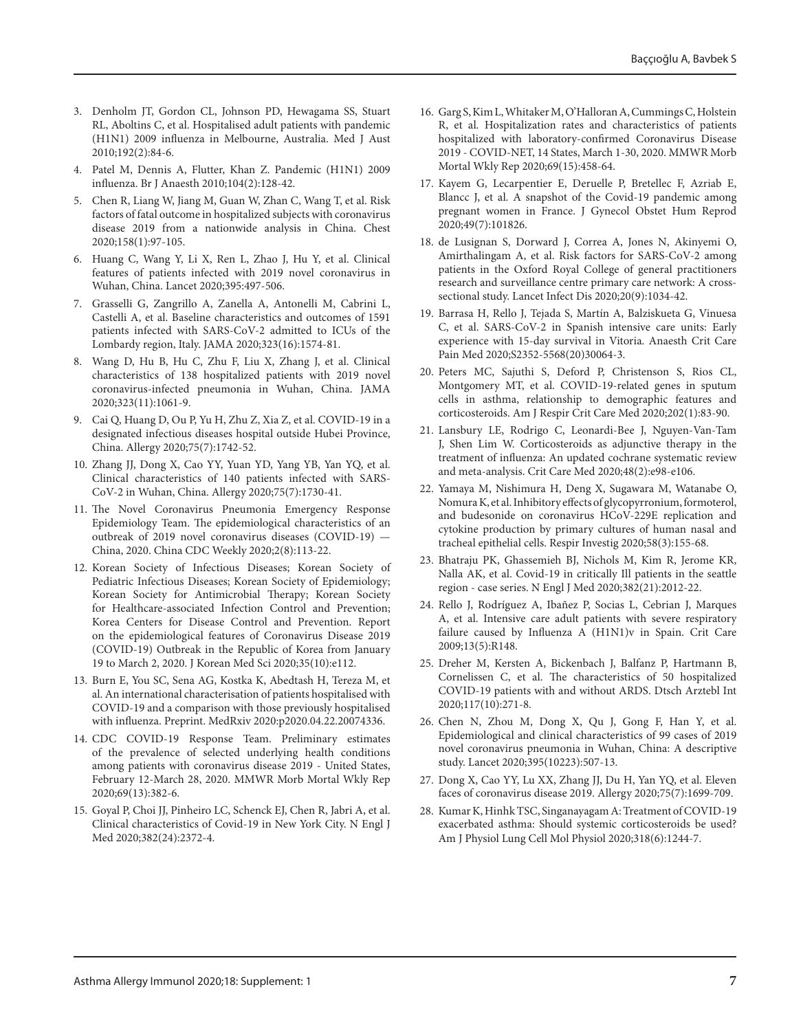3. Denholm JT, Gordon CL, Johnson PD, Hewagama SS, Stuart RL, Aboltins C, et al. Hospitalised adult patients with pandemic (H1N1) 2009 influenza in Melbourne, Australia. Med J Aust 2010;192(2):84-6.
4. Patel M, Dennis A, Flutter, Khan Z. Pandemic (H1N1) 2009 influenza. Br J Anaesth 2010;104(2):128-42.
5. Chen R, Liang W, Jiang M, Guan W, Zhan C, Wang T, et al. Risk factors of fatal outcome in hospitalized subjects with coronavirus disease 2019 from a nationwide analysis in China. Chest 2020;158(1):97-105.
6. Huang C, Wang Y, Li X, Ren L, Zhao J, Hu Y, et al. Clinical features of patients infected with 2019 novel coronavirus in Wuhan, China. Lancet 2020;395:497-506.
7. Grasselli G, Zangrillo A, Zanella A, Antonelli M, Cabrini L, Castelli A, et al. Baseline characteristics and outcomes of 1591 patients infected with SARS-CoV-2 admitted to ICUs of the Lombardy region, Italy. JAMA 2020;323(16):1574-81.
8. Wang D, Hu B, Hu C, Zhu F, Liu X, Zhang J, et al. Clinical characteristics of 138 hospitalized patients with 2019 novel coronavirus-infected pneumonia in Wuhan, China. JAMA 2020;323(11):1061-9.
9. Cai Q, Huang D, Ou P, Yu H, Zhu Z, Xia Z, et al. COVID-19 in a designated infectious diseases hospital outside Hubei Province, China. Allergy 2020;75(7):1742-52.
10. Zhang JJ, Dong X, Cao YY, Yuan YD, Yang YB, Yan YQ, et al. Clinical characteristics of 140 patients infected with SARS-CoV-2 in Wuhan, China. Allergy 2020;75(7):1730-41.
11. The Novel Coronavirus Pneumonia Emergency Response Epidemiology Team. The epidemiological characteristics of an outbreak of 2019 novel coronavirus diseases (COVID-19) — China, 2020. China CDC Weekly 2020;2(8):113-22.
12. Korean Society of Infectious Diseases; Korean Society of Pediatric Infectious Diseases; Korean Society of Epidemiology; Korean Society for Antimicrobial Therapy; Korean Society for Healthcare-associated Infection Control and Prevention; Korea Centers for Disease Control and Prevention. Report on the epidemiological features of Coronavirus Disease 2019 (COVID-19) Outbreak in the Republic of Korea from January 19 to March 2, 2020. J Korean Med Sci 2020;35(10):e112.
13. Burn E, You SC, Sena AG, Kostka K, Abedtash H, Tereza M, et al. An international characterisation of patients hospitalised with COVID-19 and a comparison with those previously hospitalised with influenza. Preprint. MedRxiv 2020:p2020.04.22.20074336.
14. CDC COVID-19 Response Team. Preliminary estimates of the prevalence of selected underlying health conditions among patients with coronavirus disease 2019 - United States, February 12-March 28, 2020. MMWR Morb Mortal Wkly Rep 2020;69(13):382-6.
15. Goyal P, Choi JJ, Pinheiro LC, Schenck EJ, Chen R, Jabri A, et al. Clinical characteristics of Covid-19 in New York City. N Engl J Med 2020;382(24):2372-4.
16. Garg S, Kim L, Whitaker M, O'Halloran A, Cummings C, Holstein R, et al. Hospitalization rates and characteristics of patients hospitalized with laboratory-confirmed Coronavirus Disease 2019 - COVID-NET, 14 States, March 1-30, 2020. MMWR Morb Mortal Wkly Rep 2020;69(15):458-64.
17. Kayem G, Lecarpentier E, Deruelle P, Bretellec F, Azriab E, Blancc J, et al. A snapshot of the Covid-19 pandemic among pregnant women in France. J Gynecol Obstet Hum Reprod 2020;49(7):101826.
18. de Lusignan S, Dorward J, Correa A, Jones N, Akinyemi O, Amirthalingam A, et al. Risk factors for SARS-CoV-2 among patients in the Oxford Royal College of general practitioners research and surveillance centre primary care network: A cross-sectional study. Lancet Infect Dis 2020;20(9):1034-42.
19. Barrasa H, Rello J, Tejada S, Martín A, Balziskueta G, Vinuesa C, et al. SARS-CoV-2 in Spanish intensive care units: Early experience with 15-day survival in Vitoria. Anaesth Crit Care Pain Med 2020;S2352-5568(20)30064-3.
20. Peters MC, Sajuthi S, Deford P, Christenson S, Rios CL, Montgomery MT, et al. COVID-19-related genes in sputum cells in asthma, relationship to demographic features and corticosteroids. Am J Respir Crit Care Med 2020;202(1):83-90.
21. Lansbury LE, Rodrigo C, Leonardi-Bee J, Nguyen-Van-Tam J, Shen Lim W. Corticosteroids as adjunctive therapy in the treatment of influenza: An updated cochrane systematic review and meta-analysis. Crit Care Med 2020;48(2):e98-e106.
22. Yamaya M, Nishimura H, Deng X, Sugawara M, Watanabe O, Nomura K, et al. Inhibitory effects of glycopyrronium, formoterol, and budesonide on coronavirus HCoV-229E replication and cytokine production by primary cultures of human nasal and tracheal epithelial cells. Respir Investig 2020;58(3):155-68.
23. Bhatraju PK, Ghassemieh BJ, Nichols M, Kim R, Jerome KR, Nalla AK, et al. Covid-19 in critically Ill patients in the seattle region - case series. N Engl J Med 2020;382(21):2012-22.
24. Rello J, Rodríguez A, Ibañez P, Socias L, Cebrian J, Marques A, et al. Intensive care adult patients with severe respiratory failure caused by Influenza A (H1N1)v in Spain. Crit Care 2009;13(5):R148.
25. Dreher M, Kersten A, Bickenbach J, Balfanz P, Hartmann B, Cornelissen C, et al. The characteristics of 50 hospitalized COVID-19 patients with and without ARDS. Dtsch Arztebl Int 2020;117(10):271-8.
26. Chen N, Zhou M, Dong X, Qu J, Gong F, Han Y, et al. Epidemiological and clinical characteristics of 99 cases of 2019 novel coronavirus pneumonia in Wuhan, China: A descriptive study. Lancet 2020;395(10223):507-13.
27. Dong X, Cao YY, Lu XX, Zhang JJ, Du H, Yan YQ, et al. Eleven faces of coronavirus disease 2019. Allergy 2020;75(7):1699-709.
28. Kumar K, Hinhk TSC, Singanayagam A: Treatment of COVID-19 exacerbated asthma: Should systemic corticosteroids be used? Am J Physiol Lung Cell Mol Physiol 2020;318(6):1244-7.